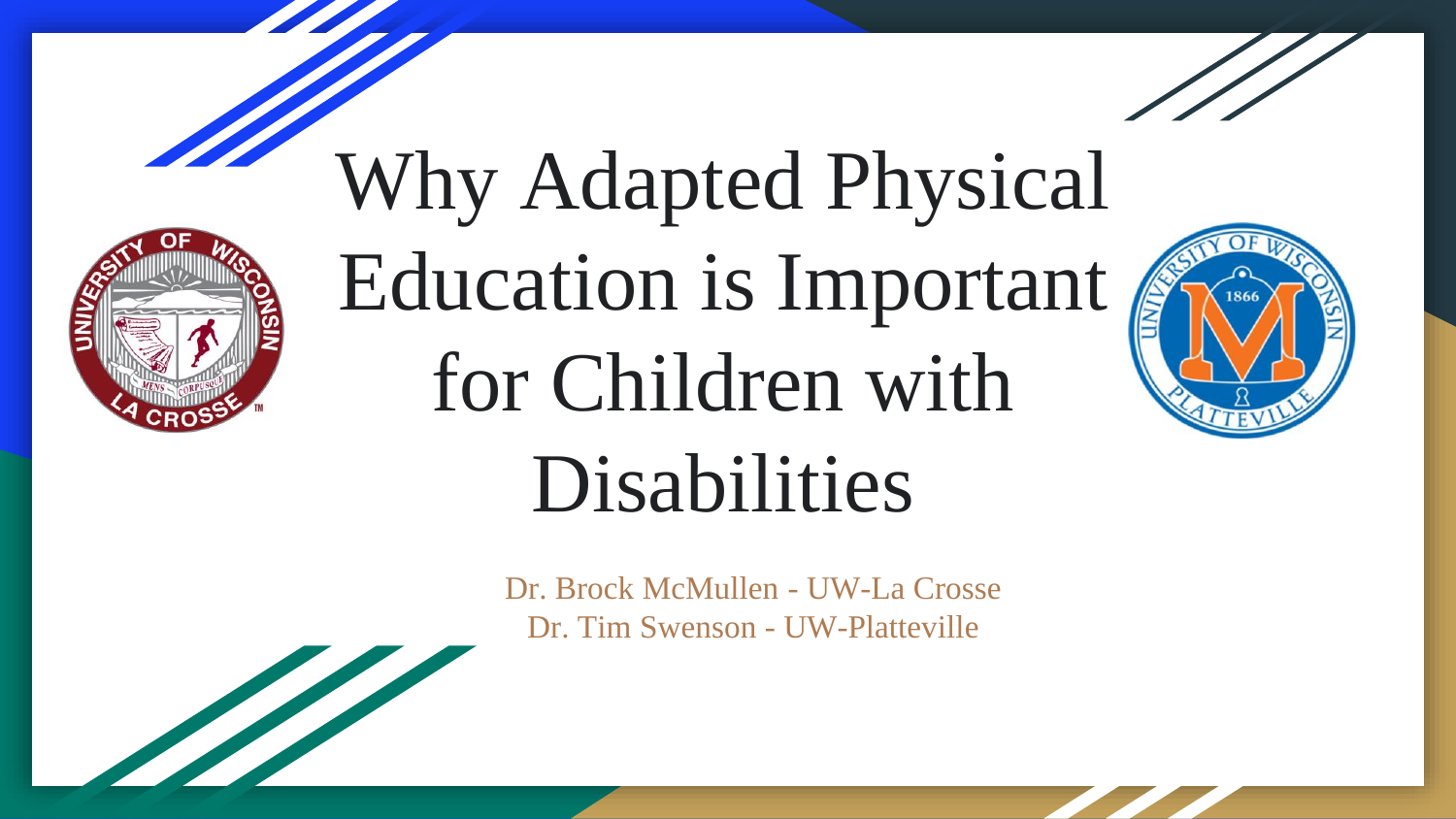# Why Adapted Physical Education is Important for Children with Disabilities

Dr. Brock McMullen - UW-La Crosse
Dr. Tim Swenson - UW-Platteville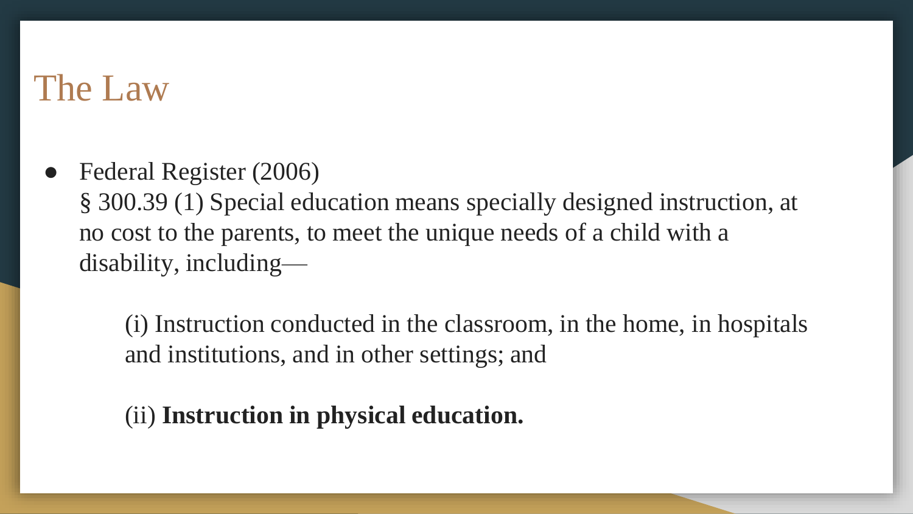# The Law

- Federal Register (2006)
  § 300.39 (1) Special education means specially designed instruction, at no cost to the parents, to meet the unique needs of a child with a disability, including—

    (i) Instruction conducted in the classroom, in the home, in hospitals and institutions, and in other settings; and

    (ii) **Instruction in physical education.**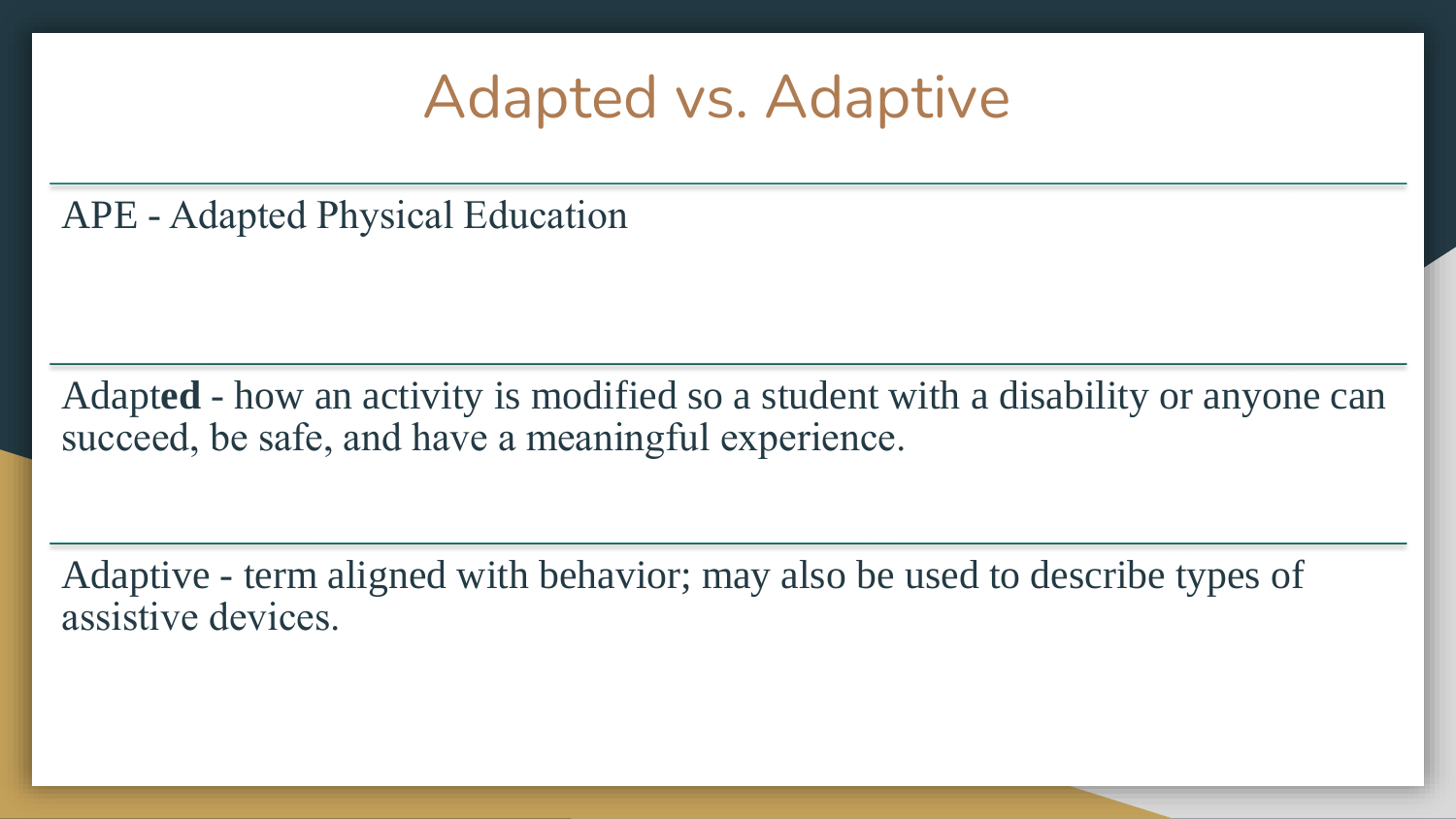# Adapted vs. Adaptive

APE - Adapted Physical Education

Adapt**ed** - how an activity is modified so a student with a disability or anyone can succeed, be safe, and have a meaningful experience.

Adaptive - term aligned with behavior; may also be used to describe types of assistive devices.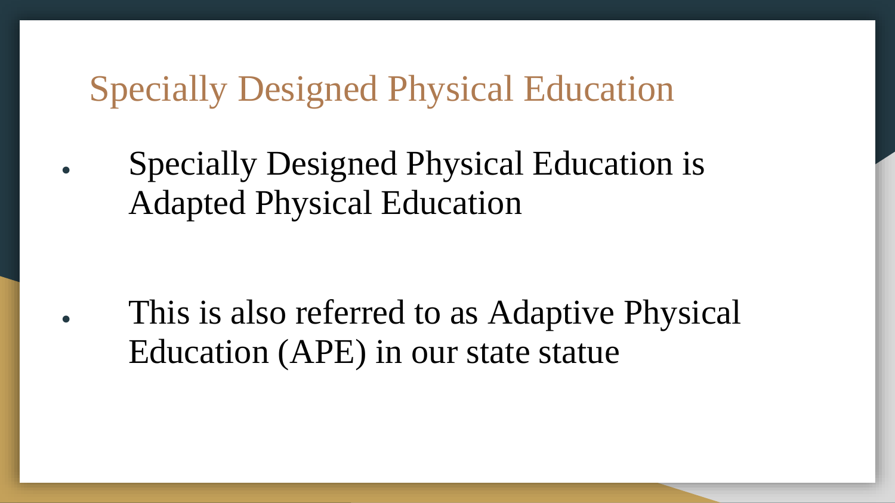# Specially Designed Physical Education

- Specially Designed Physical Education is Adapted Physical Education

- This is also referred to as Adaptive Physical Education (APE) in our state statue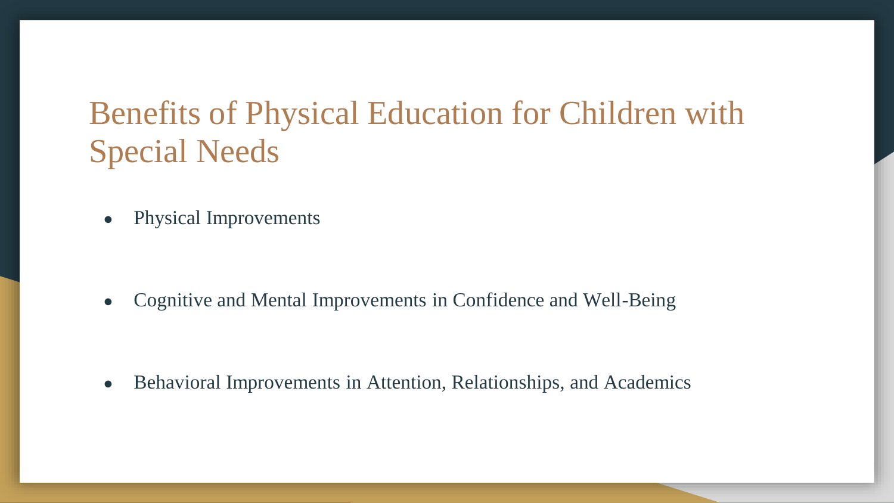# Benefits of Physical Education for Children with Special Needs

- Physical Improvements
- Cognitive and Mental Improvements in Confidence and Well-Being
- Behavioral Improvements in Attention, Relationships, and Academics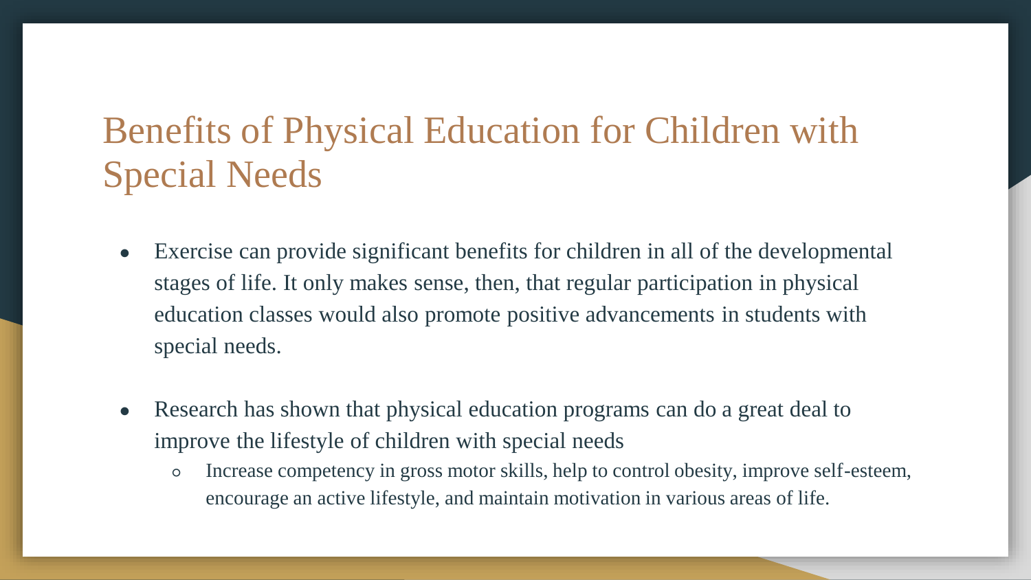# Benefits of Physical Education for Children with Special Needs

- Exercise can provide significant benefits for children in all of the developmental stages of life. It only makes sense, then, that regular participation in physical education classes would also promote positive advancements in students with special needs.

- Research has shown that physical education programs can do a great deal to improve the lifestyle of children with special needs
  - Increase competency in gross motor skills, help to control obesity, improve self-esteem, encourage an active lifestyle, and maintain motivation in various areas of life.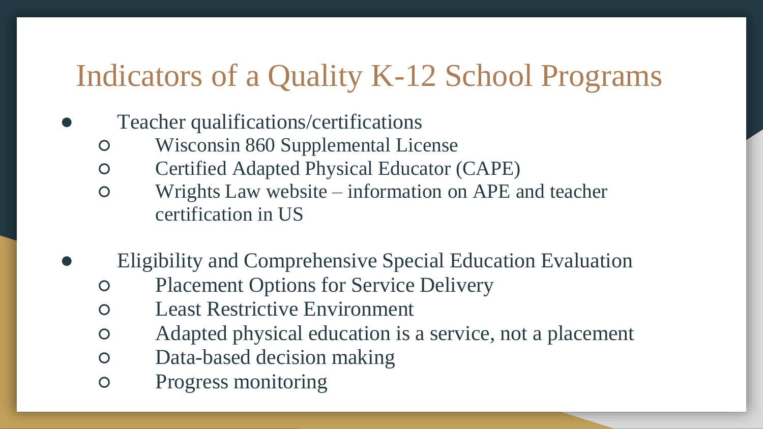# Indicators of a Quality K-12 School Programs

- Teacher qualifications/certifications
  - Wisconsin 860 Supplemental License
  - Certified Adapted Physical Educator (CAPE)
  - Wrights Law website – information on APE and teacher certification in US

- Eligibility and Comprehensive Special Education Evaluation
  - Placement Options for Service Delivery
  - Least Restrictive Environment
  - Adapted physical education is a service, not a placement
  - Data-based decision making
  - Progress monitoring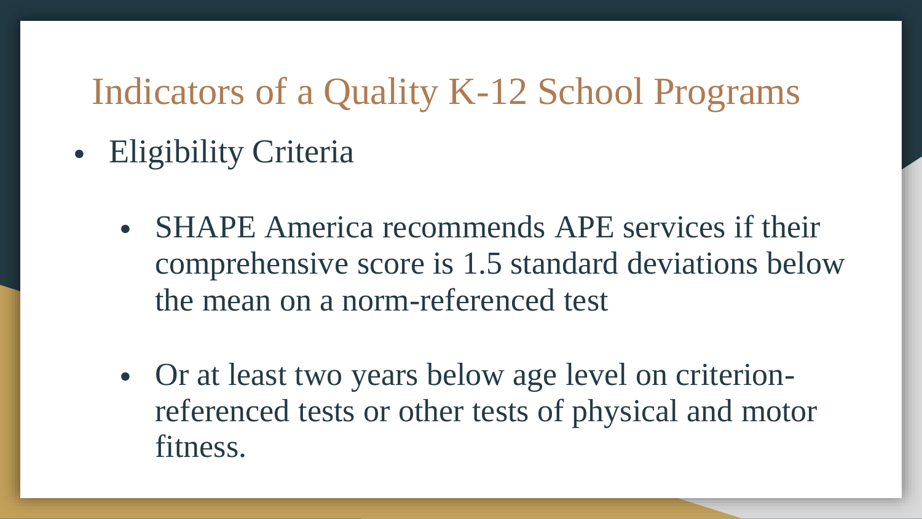# Indicators of a Quality K-12 School Programs

- Eligibility Criteria
  - SHAPE America recommends APE services if their comprehensive score is 1.5 standard deviations below the mean on a norm-referenced test
  - Or at least two years below age level on criterion-referenced tests or other tests of physical and motor fitness.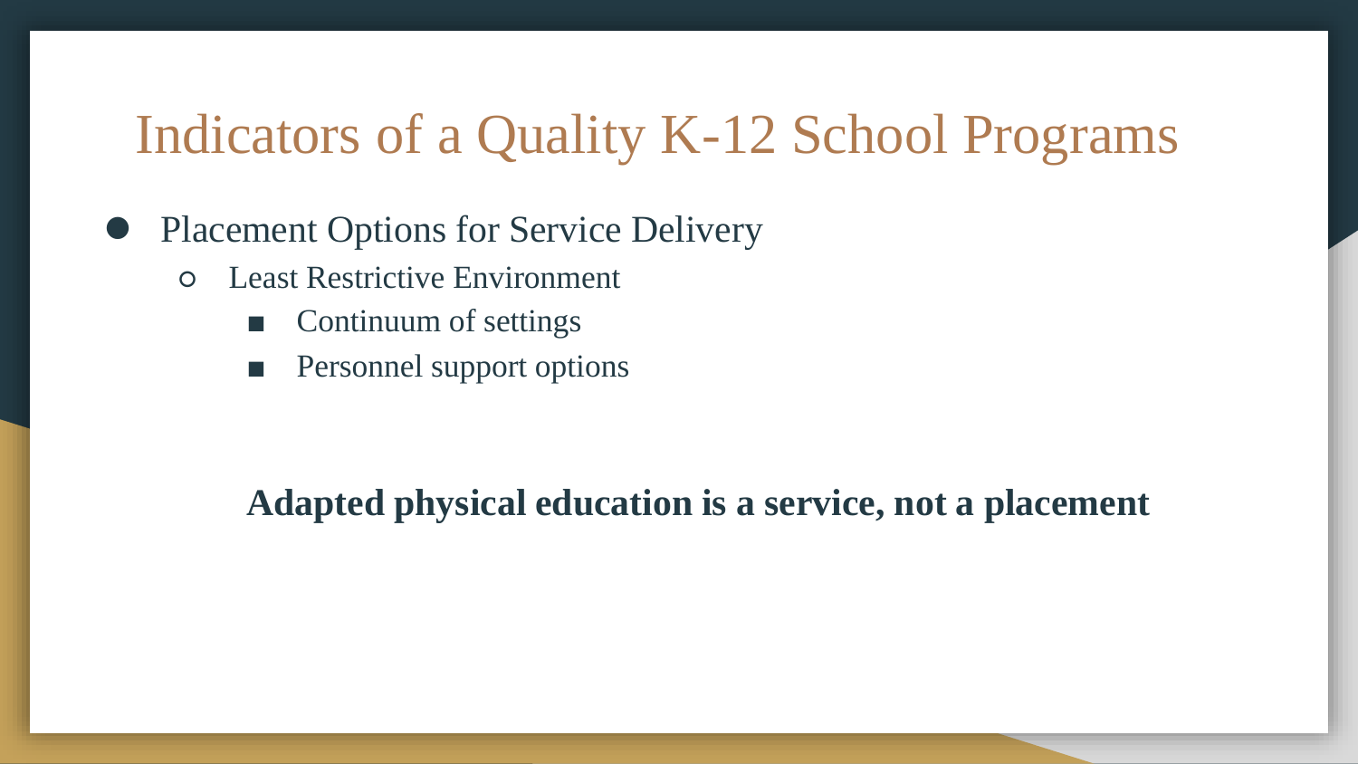# Indicators of a Quality K-12 School Programs

- Placement Options for Service Delivery
  - Least Restrictive Environment
    - Continuum of settings
    - Personnel support options

**Adapted physical education is a service, not a placement**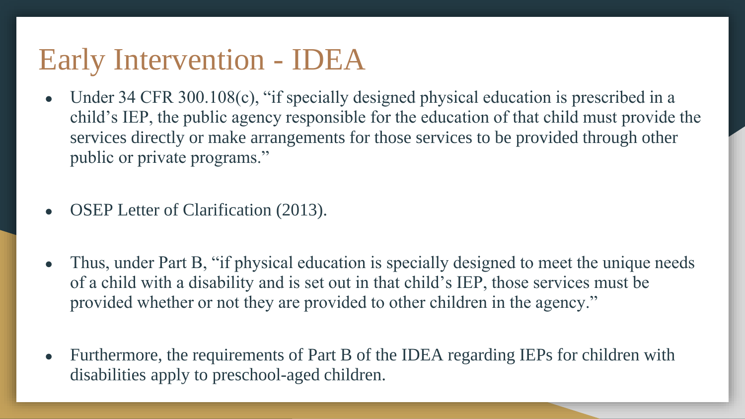# Early Intervention - IDEA

- Under 34 CFR 300.108(c), "if specially designed physical education is prescribed in a child's IEP, the public agency responsible for the education of that child must provide the services directly or make arrangements for those services to be provided through other public or private programs."
- OSEP Letter of Clarification (2013).
- Thus, under Part B, "if physical education is specially designed to meet the unique needs of a child with a disability and is set out in that child's IEP, those services must be provided whether or not they are provided to other children in the agency."
- Furthermore, the requirements of Part B of the IDEA regarding IEPs for children with disabilities apply to preschool-aged children.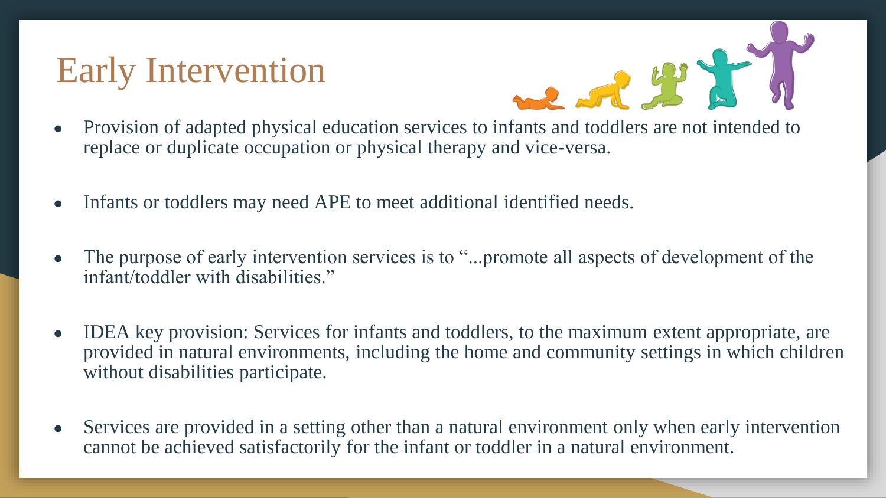# Early Intervention

- Provision of adapted physical education services to infants and toddlers are not intended to replace or duplicate occupation or physical therapy and vice-versa.
- Infants or toddlers may need APE to meet additional identified needs.
- The purpose of early intervention services is to "...promote all aspects of development of the infant/toddler with disabilities."
- IDEA key provision: Services for infants and toddlers, to the maximum extent appropriate, are provided in natural environments, including the home and community settings in which children without disabilities participate.
- Services are provided in a setting other than a natural environment only when early intervention cannot be achieved satisfactorily for the infant or toddler in a natural environment.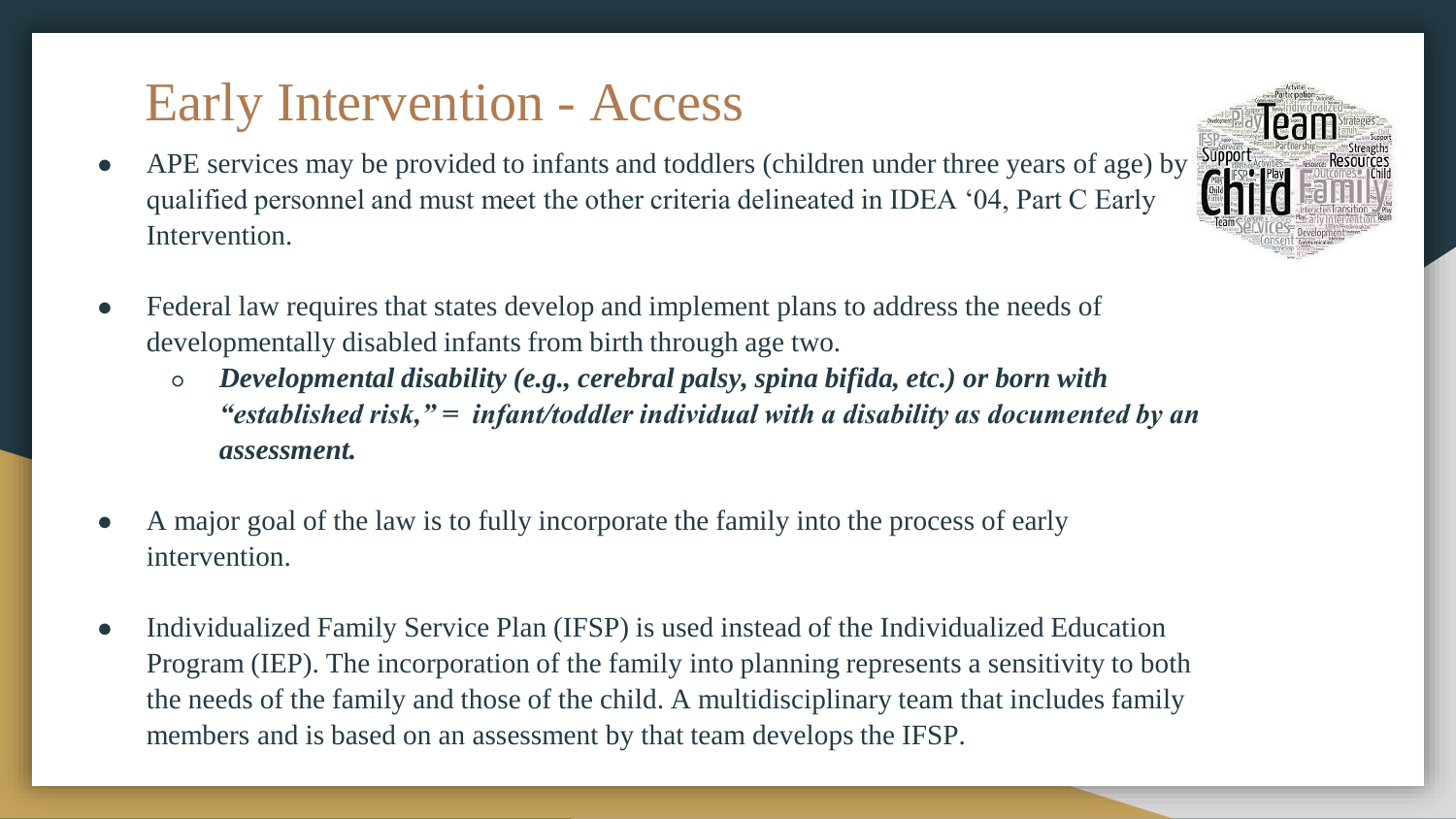# Early Intervention - Access

- APE services may be provided to infants and toddlers (children under three years of age) by qualified personnel and must meet the other criteria delineated in IDEA '04, Part C Early Intervention.

- Federal law requires that states develop and implement plans to address the needs of developmentally disabled infants from birth through age two.
  - ***Developmental disability (e.g., cerebral palsy, spina bifida, etc.) or born with "established risk," = infant/toddler individual with a disability as documented by an assessment.***

- A major goal of the law is to fully incorporate the family into the process of early intervention.

- Individualized Family Service Plan (IFSP) is used instead of the Individualized Education Program (IEP). The incorporation of the family into planning represents a sensitivity to both the needs of the family and those of the child. A multidisciplinary team that includes family members and is based on an assessment by that team develops the IFSP.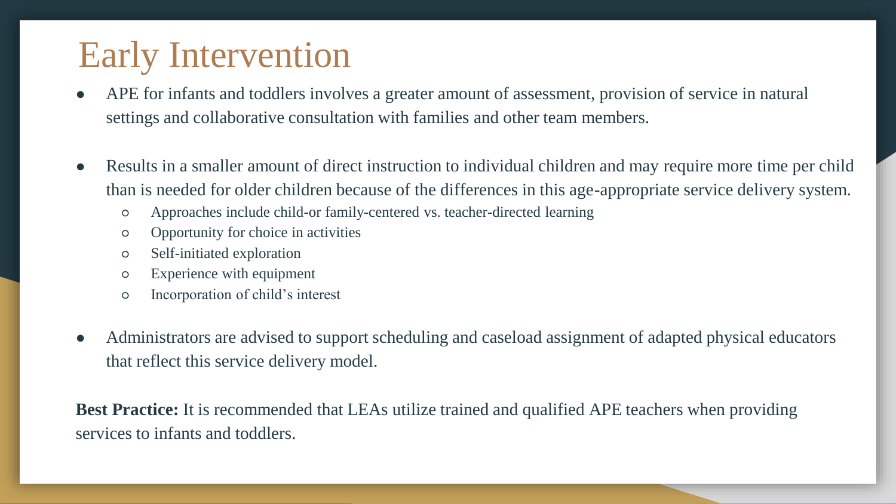# Early Intervention

- APE for infants and toddlers involves a greater amount of assessment, provision of service in natural settings and collaborative consultation with families and other team members.
- Results in a smaller amount of direct instruction to individual children and may require more time per child than is needed for older children because of the differences in this age-appropriate service delivery system.
  - Approaches include child-or family-centered vs. teacher-directed learning
  - Opportunity for choice in activities
  - Self-initiated exploration
  - Experience with equipment
  - Incorporation of child's interest
- Administrators are advised to support scheduling and caseload assignment of adapted physical educators that reflect this service delivery model.

**Best Practice:** It is recommended that LEAs utilize trained and qualified APE teachers when providing services to infants and toddlers.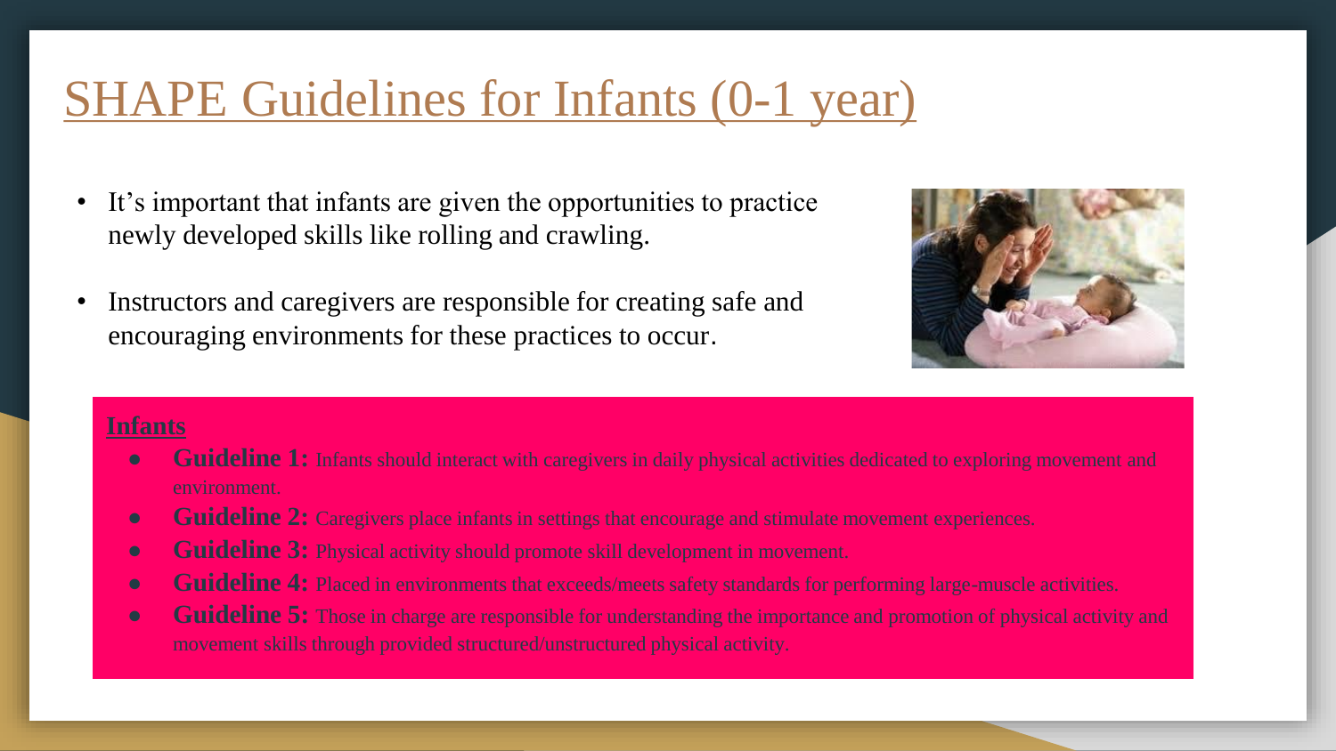# SHAPE Guidelines for Infants (0-1 year)

- It's important that infants are given the opportunities to practice newly developed skills like rolling and crawling.
- Instructors and caregivers are responsible for creating safe and encouraging environments for these practices to occur.

**Infants**

- **Guideline 1:** Infants should interact with caregivers in daily physical activities dedicated to exploring movement and environment.
- **Guideline 2:** Caregivers place infants in settings that encourage and stimulate movement experiences.
- **Guideline 3:** Physical activity should promote skill development in movement.
- **Guideline 4:** Placed in environments that exceeds/meets safety standards for performing large-muscle activities.
- **Guideline 5:** Those in charge are responsible for understanding the importance and promotion of physical activity and movement skills through provided structured/unstructured physical activity.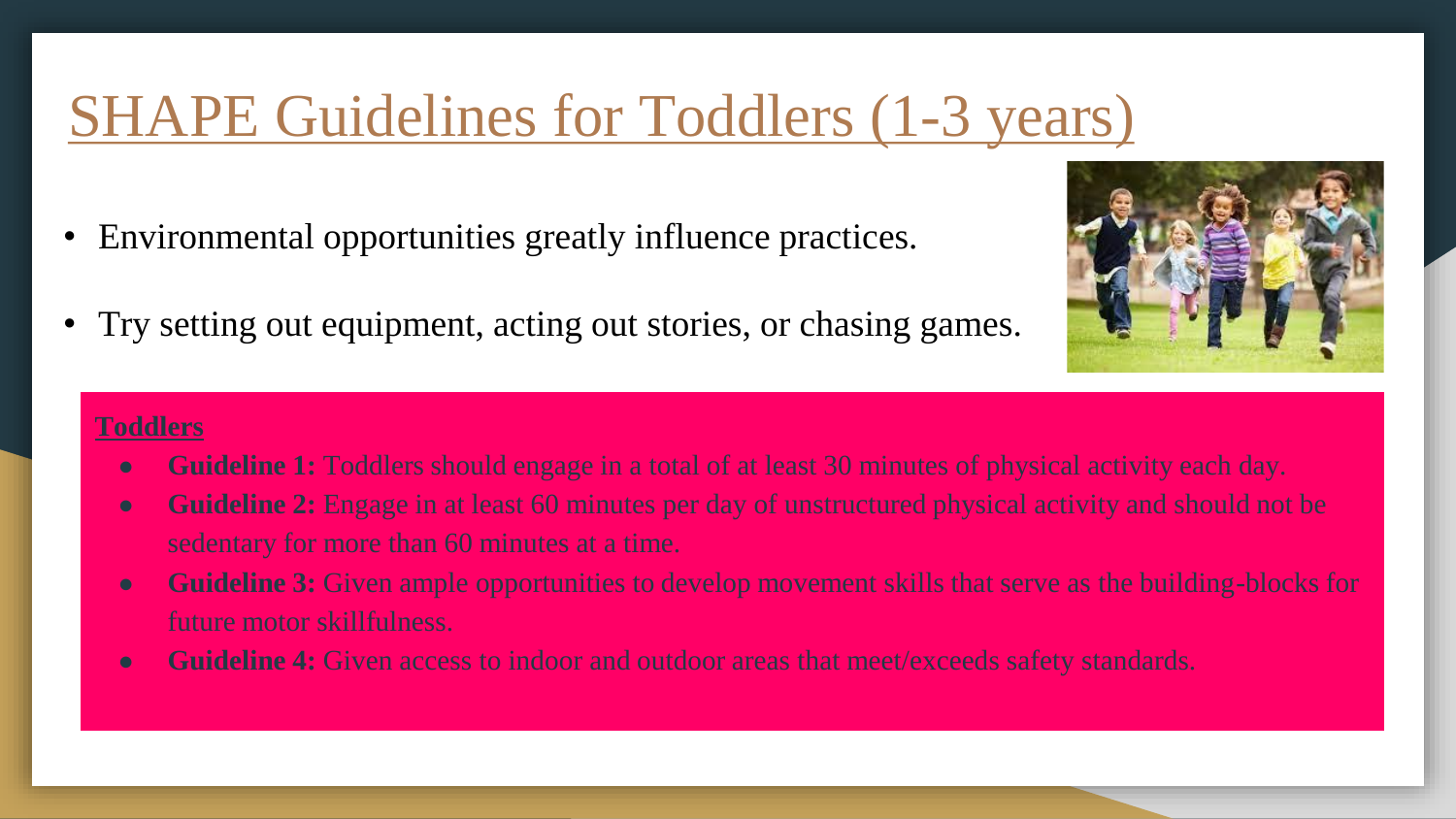# SHAPE Guidelines for Toddlers (1-3 years)

- Environmental opportunities greatly influence practices.
- Try setting out equipment, acting out stories, or chasing games.

**Toddlers**

- **Guideline 1:** Toddlers should engage in a total of at least 30 minutes of physical activity each day.
- **Guideline 2:** Engage in at least 60 minutes per day of unstructured physical activity and should not be sedentary for more than 60 minutes at a time.
- **Guideline 3:** Given ample opportunities to develop movement skills that serve as the building-blocks for future motor skillfulness.
- **Guideline 4:** Given access to indoor and outdoor areas that meet/exceeds safety standards.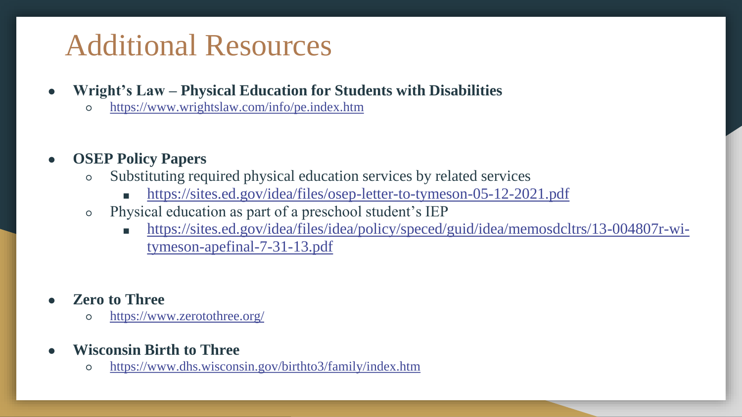# Additional Resources

- **Wright's Law – Physical Education for Students with Disabilities**
  - https://www.wrightslaw.com/info/pe.index.htm

- **OSEP Policy Papers**
  - Substituting required physical education services by related services
    - https://sites.ed.gov/idea/files/osep-letter-to-tymeson-05-12-2021.pdf
  - Physical education as part of a preschool student's IEP
    - https://sites.ed.gov/idea/files/idea/policy/speced/guid/idea/memosdcltrs/13-004807r-wi-tymeson-apefinal-7-31-13.pdf

- **Zero to Three**
  - https://www.zerotothree.org/

- **Wisconsin Birth to Three**
  - https://www.dhs.wisconsin.gov/birthto3/family/index.htm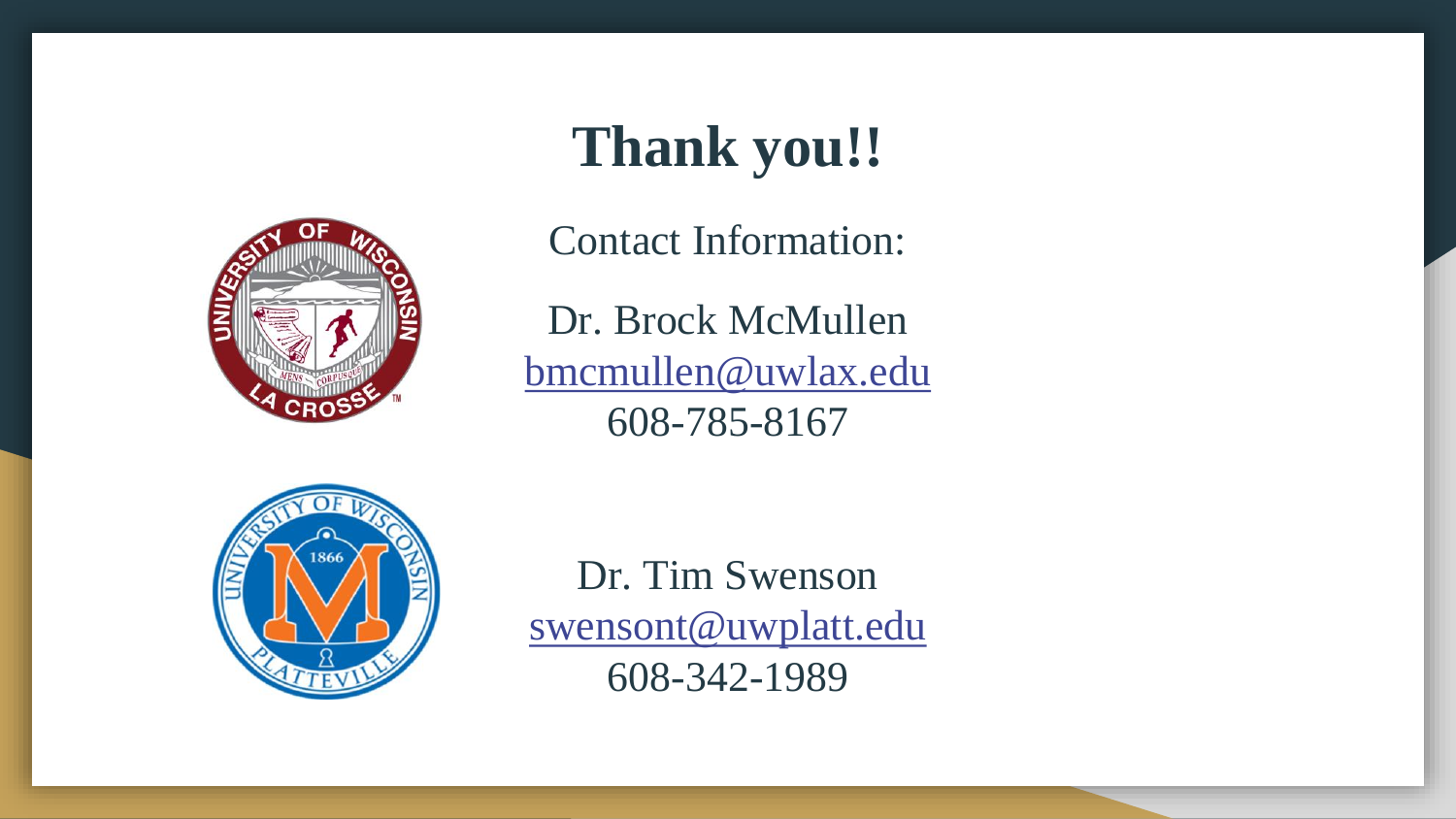# Thank you!!

Contact Information:

Dr. Brock McMullen
bmcmullen@uwlax.edu
608-785-8167

Dr. Tim Swenson
swensont@uwplatt.edu
608-342-1989